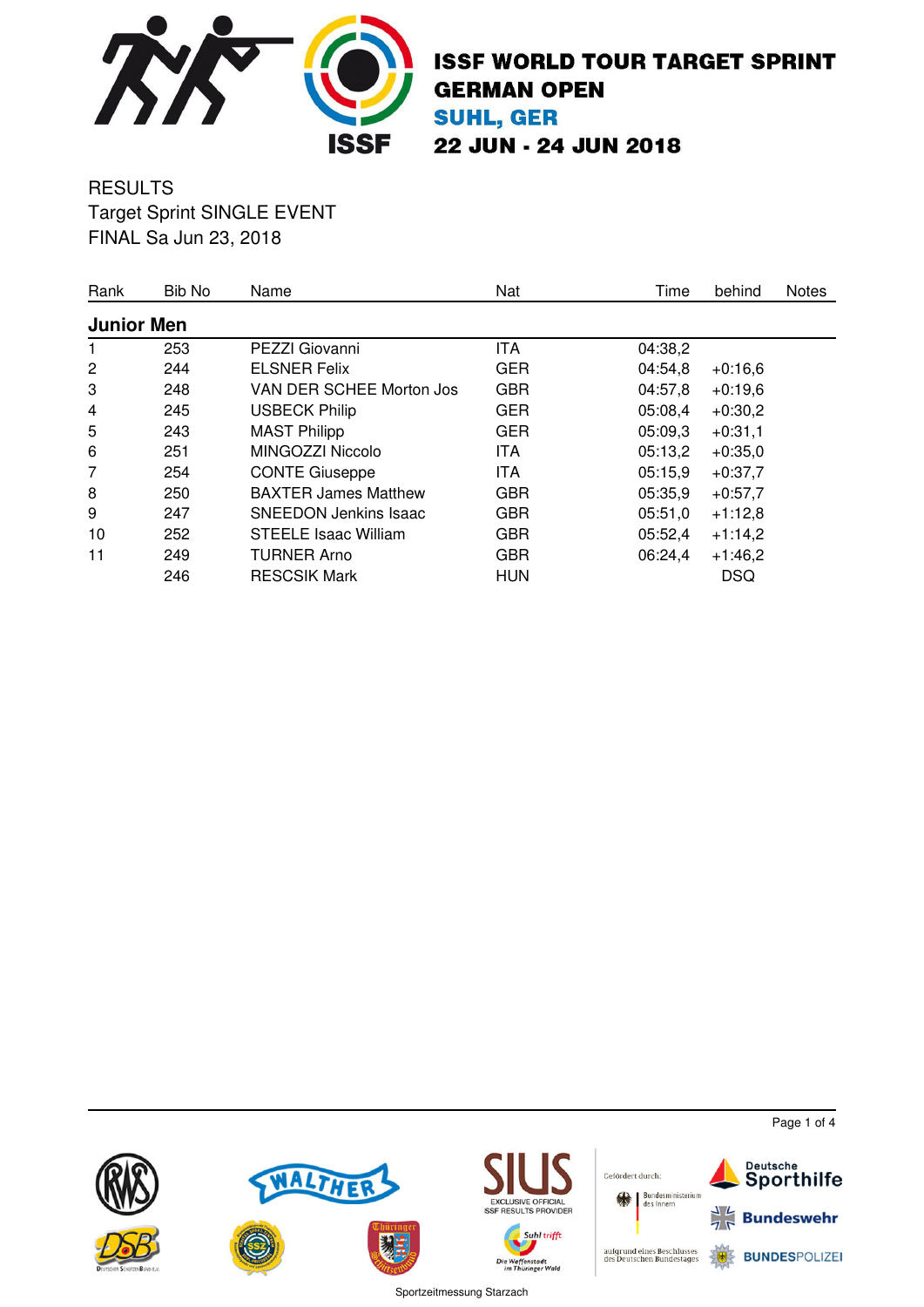# ISSF WORLD TOUR TARGET SPRINT
## GERMAN OPEN
## SUHL, GER
## 22 JUN - 24 JUN 2018

RESULTS
Target Sprint SINGLE EVENT
FINAL Sa Jun 23, 2018

| Rank | Bib No | Name | Nat | Time | behind | Notes |
|---|---|---|---|---|---|---|
| **Junior Men** | | | | | | |
| 1 | 253 | PEZZI Giovanni | ITA | 04:38,2 | | |
| 2 | 244 | ELSNER Felix | GER | 04:54,8 | +0:16,6 | |
| 3 | 248 | VAN DER SCHEE Morton Jos | GBR | 04:57,8 | +0:19,6 | |
| 4 | 245 | USBECK Philip | GER | 05:08,4 | +0:30,2 | |
| 5 | 243 | MAST Philipp | GER | 05:09,3 | +0:31,1 | |
| 6 | 251 | MINGOZZI Niccolo | ITA | 05:13,2 | +0:35,0 | |
| 7 | 254 | CONTE Giuseppe | ITA | 05:15,9 | +0:37,7 | |
| 8 | 250 | BAXTER James Matthew | GBR | 05:35,9 | +0:57,7 | |
| 9 | 247 | SNEEDON Jenkins Isaac | GBR | 05:51,0 | +1:12,8 | |
| 10 | 252 | STEELE Isaac William | GBR | 05:52,4 | +1:14,2 | |
| 11 | 249 | TURNER Arno | GBR | 06:24,4 | +1:46,2 | |
| | 246 | RESCSIK Mark | HUN | | DSQ | |

Sportzeitmessung Starzach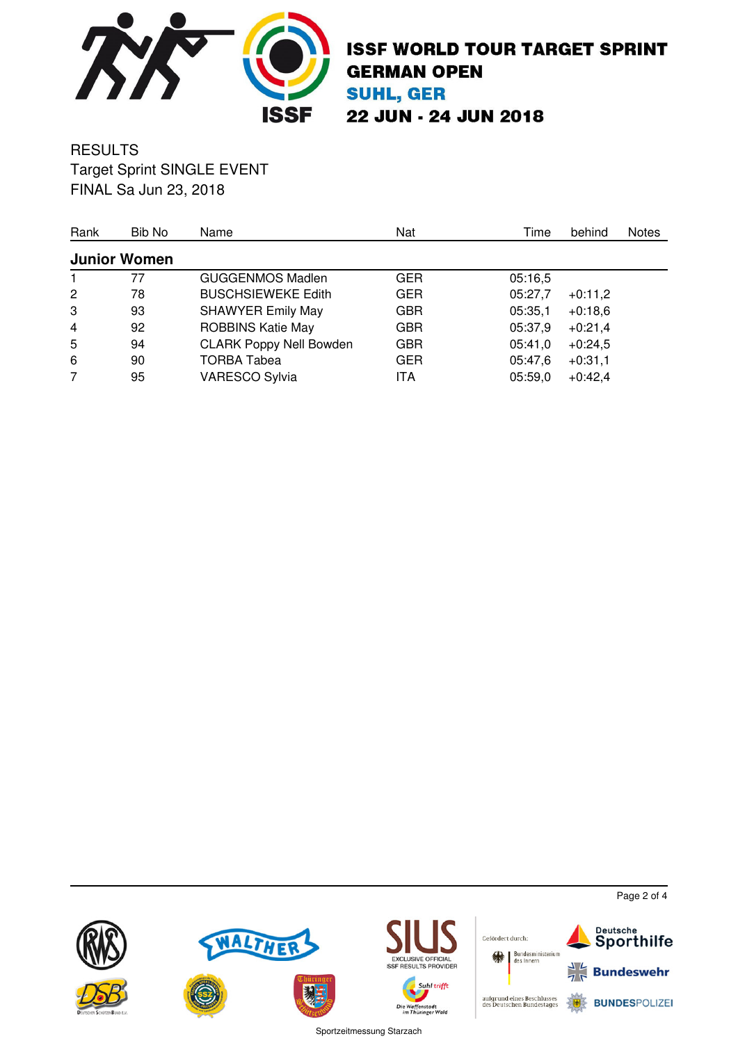# ISSF WORLD TOUR TARGET SPRINT
## GERMAN OPEN
## SUHL, GER
## 22 JUN - 24 JUN 2018

RESULTS
Target Sprint SINGLE EVENT
FINAL Sa Jun 23, 2018

| Rank | Bib No | Name | Nat | Time | behind | Notes |
|---|---|---|---|---|---|---|
| **Junior Women** | | | | | | |
| 1 | 77 | GUGGENMOS Madlen | GER | 05:16,5 | | |
| 2 | 78 | BUSCHSIEWEKE Edith | GER | 05:27,7 | +0:11,2 | |
| 3 | 93 | SHAWYER Emily May | GBR | 05:35,1 | +0:18,6 | |
| 4 | 92 | ROBBINS Katie May | GBR | 05:37,9 | +0:21,4 | |
| 5 | 94 | CLARK Poppy Nell Bowden | GBR | 05:41,0 | +0:24,5 | |
| 6 | 90 | TORBA Tabea | GER | 05:47,6 | +0:31,1 | |
| 7 | 95 | VARESCO Sylvia | ITA | 05:59,0 | +0:42,4 | |

Sportzeitmessung Starzach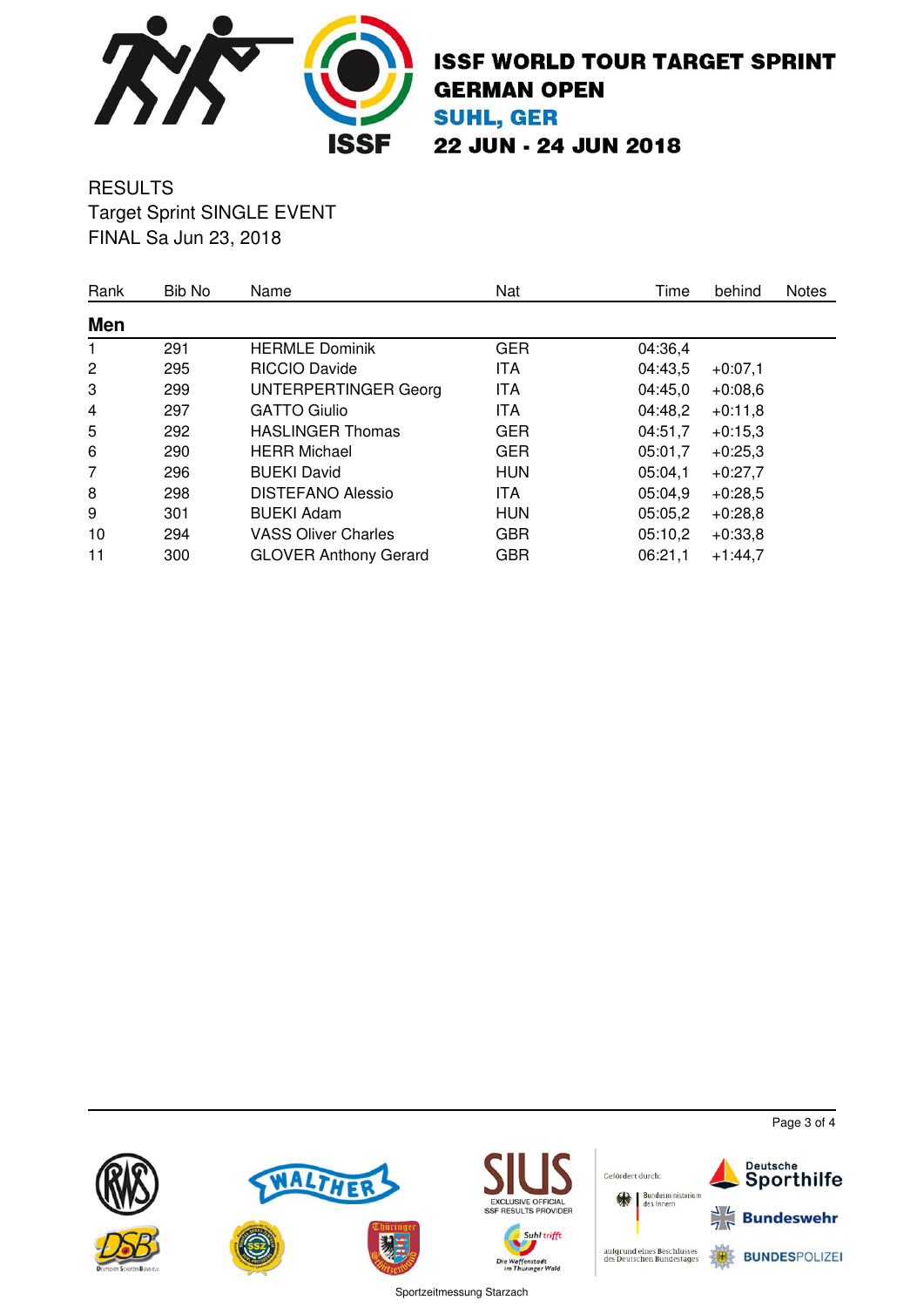# ISSF WORLD TOUR TARGET SPRINT
## GERMAN OPEN
### SUHL, GER
### 22 JUN - 24 JUN 2018

RESULTS
Target Sprint SINGLE EVENT
FINAL Sa Jun 23, 2018

| Rank | Bib No | Name | Nat | Time | behind | Notes |
|---|---|---|---|---|---|---|
| **Men** | | | | | | |
| 1 | 291 | HERMLE Dominik | GER | 04:36,4 | | |
| 2 | 295 | RICCIO Davide | ITA | 04:43,5 | +0:07,1 | |
| 3 | 299 | UNTERPERTINGER Georg | ITA | 04:45,0 | +0:08,6 | |
| 4 | 297 | GATTO Giulio | ITA | 04:48,2 | +0:11,8 | |
| 5 | 292 | HASLINGER Thomas | GER | 04:51,7 | +0:15,3 | |
| 6 | 290 | HERR Michael | GER | 05:01,7 | +0:25,3 | |
| 7 | 296 | BUEKI David | HUN | 05:04,1 | +0:27,7 | |
| 8 | 298 | DISTEFANO Alessio | ITA | 05:04,9 | +0:28,5 | |
| 9 | 301 | BUEKI Adam | HUN | 05:05,2 | +0:28,8 | |
| 10 | 294 | VASS Oliver Charles | GBR | 05:10,2 | +0:33,8 | |
| 11 | 300 | GLOVER Anthony Gerard | GBR | 06:21,1 | +1:44,7 | |

Sportzeitmessung Starzach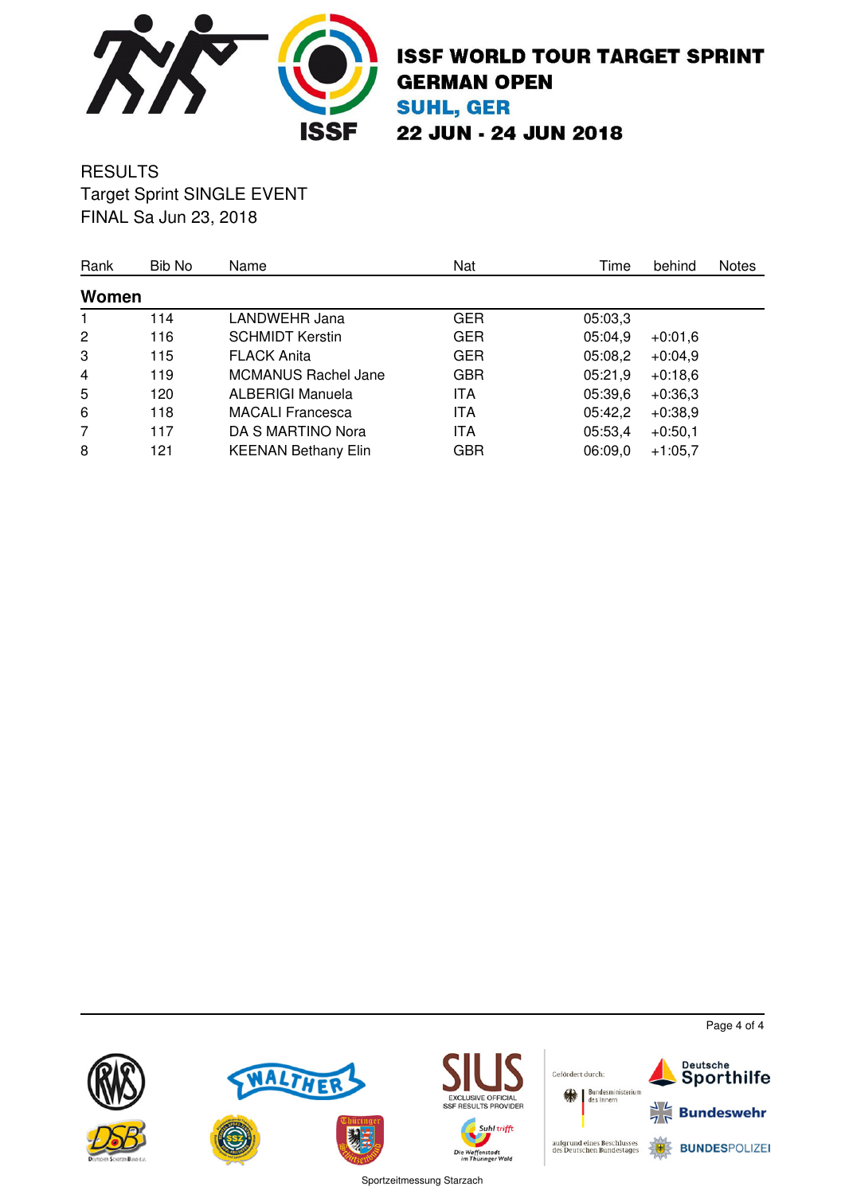# ISSF WORLD TOUR TARGET SPRINT
## GERMAN OPEN
## SUHL, GER
## 22 JUN - 24 JUN 2018

RESULTS
Target Sprint SINGLE EVENT
FINAL Sa Jun 23, 2018

| Rank | Bib No | Name | Nat | Time | behind | Notes |
|---|---|---|---|---|---|---|
| **Women** | | | | | | |
| 1 | 114 | LANDWEHR Jana | GER | 05:03,3 | | |
| 2 | 116 | SCHMIDT Kerstin | GER | 05:04,9 | +0:01,6 | |
| 3 | 115 | FLACK Anita | GER | 05:08,2 | +0:04,9 | |
| 4 | 119 | MCMANUS Rachel Jane | GBR | 05:21,9 | +0:18,6 | |
| 5 | 120 | ALBERIGI Manuela | ITA | 05:39,6 | +0:36,3 | |
| 6 | 118 | MACALI Francesca | ITA | 05:42,2 | +0:38,9 | |
| 7 | 117 | DA S MARTINO Nora | ITA | 05:53,4 | +0:50,1 | |
| 8 | 121 | KEENAN Bethany Elin | GBR | 06:09,0 | +1:05,7 | |

Sportzeitmessung Starzach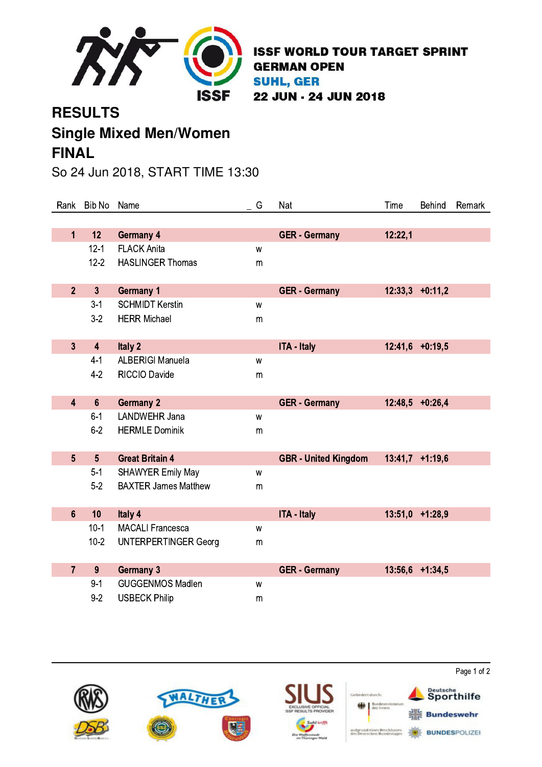**ISSF WORLD TOUR TARGET SPRINT**
**GERMAN OPEN**
**SUHL, GER**
**22 JUN - 24 JUN 2018**

# RESULTS

## Single Mixed Men/Women

## FINAL

So 24 Jun 2018, START TIME 13:30

| Rank | Bib No | Name | _ G | Nat | Time | Behind | Remark |
|---|---|---|---|---|---|---|---|
| **1** | **12** | **Germany 4** | | **GER - Germany** | **12:22,1** | | |
| | 12-1 | FLACK Anita | w | | | | |
| | 12-2 | HASLINGER Thomas | m | | | | |
| **2** | **3** | **Germany 1** | | **GER - Germany** | **12:33,3** | **+0:11,2** | |
| | 3-1 | SCHMIDT Kerstin | w | | | | |
| | 3-2 | HERR Michael | m | | | | |
| **3** | **4** | **Italy 2** | | **ITA - Italy** | **12:41,6** | **+0:19,5** | |
| | 4-1 | ALBERIGI Manuela | w | | | | |
| | 4-2 | RICCIO Davide | m | | | | |
| **4** | **6** | **Germany 2** | | **GER - Germany** | **12:48,5** | **+0:26,4** | |
| | 6-1 | LANDWEHR Jana | w | | | | |
| | 6-2 | HERMLE Dominik | m | | | | |
| **5** | **5** | **Great Britain 4** | | **GBR - United Kingdom** | **13:41,7** | **+1:19,6** | |
| | 5-1 | SHAWYER Emily May | w | | | | |
| | 5-2 | BAXTER James Matthew | m | | | | |
| **6** | **10** | **Italy 4** | | **ITA - Italy** | **13:51,0** | **+1:28,9** | |
| | 10-1 | MACALI Francesca | w | | | | |
| | 10-2 | UNTERPERTINGER Georg | m | | | | |
| **7** | **9** | **Germany 3** | | **GER - Germany** | **13:56,6** | **+1:34,5** | |
| | 9-1 | GUGGENMOS Madlen | w | | | | |
| | 9-2 | USBECK Philip | m | | | | |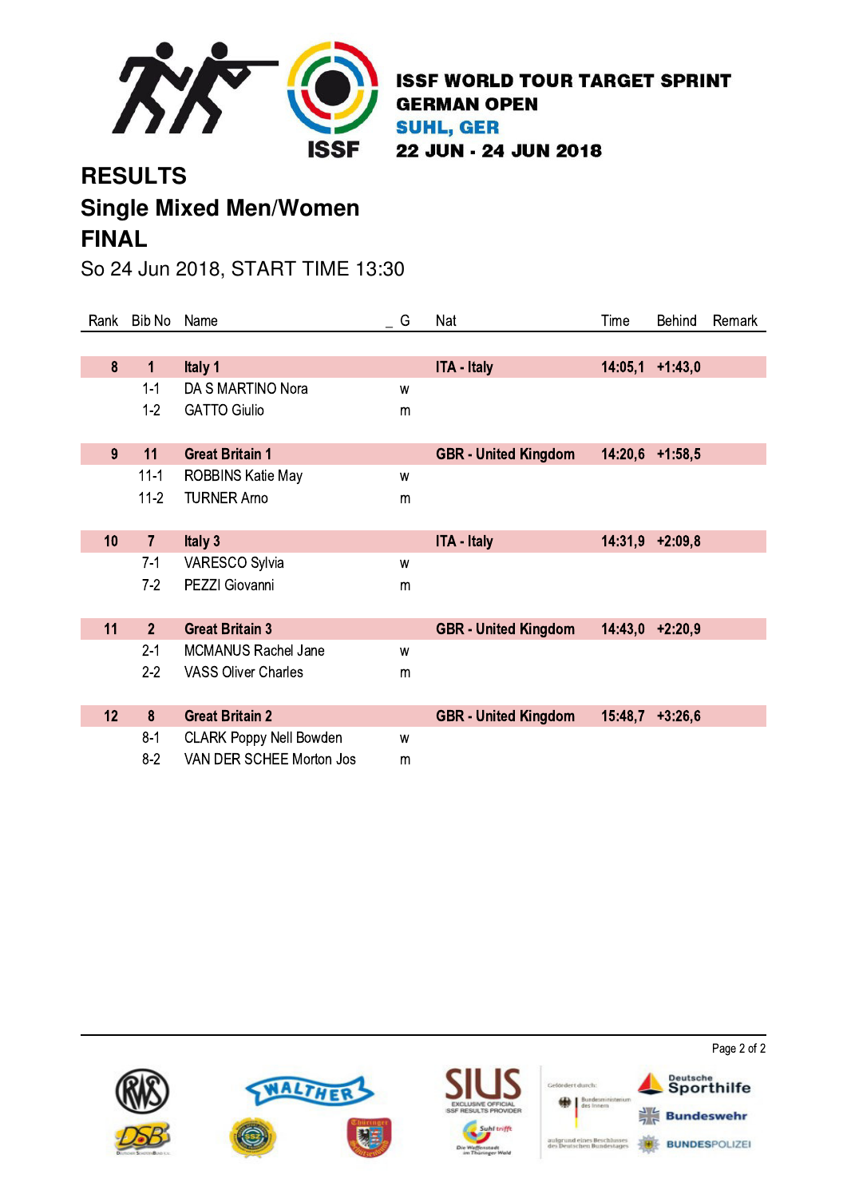ISSF WORLD TOUR TARGET SPRINT
GERMAN OPEN
SUHL, GER
22 JUN - 24 JUN 2018

# RESULTS
## Single Mixed Men/Women
## FINAL

So 24 Jun 2018, START TIME 13:30

| Rank | Bib No | Name | G | Nat | Time | Behind | Remark |
|---|---|---|---|---|---|---|---|
| **8** | **1** | **Italy 1** | | **ITA - Italy** | **14:05,1** | **+1:43,0** | |
| | 1-1 | DA S MARTINO Nora | w | | | | |
| | 1-2 | GATTO Giulio | m | | | | |
| **9** | **11** | **Great Britain 1** | | **GBR - United Kingdom** | **14:20,6** | **+1:58,5** | |
| | 11-1 | ROBBINS Katie May | w | | | | |
| | 11-2 | TURNER Arno | m | | | | |
| **10** | **7** | **Italy 3** | | **ITA - Italy** | **14:31,9** | **+2:09,8** | |
| | 7-1 | VARESCO Sylvia | w | | | | |
| | 7-2 | PEZZI Giovanni | m | | | | |
| **11** | **2** | **Great Britain 3** | | **GBR - United Kingdom** | **14:43,0** | **+2:20,9** | |
| | 2-1 | MCMANUS Rachel Jane | w | | | | |
| | 2-2 | VASS Oliver Charles | m | | | | |
| **12** | **8** | **Great Britain 2** | | **GBR - United Kingdom** | **15:48,7** | **+3:26,6** | |
| | 8-1 | CLARK Poppy Nell Bowden | w | | | | |
| | 8-2 | VAN DER SCHEE Morton Jos | m | | | | |